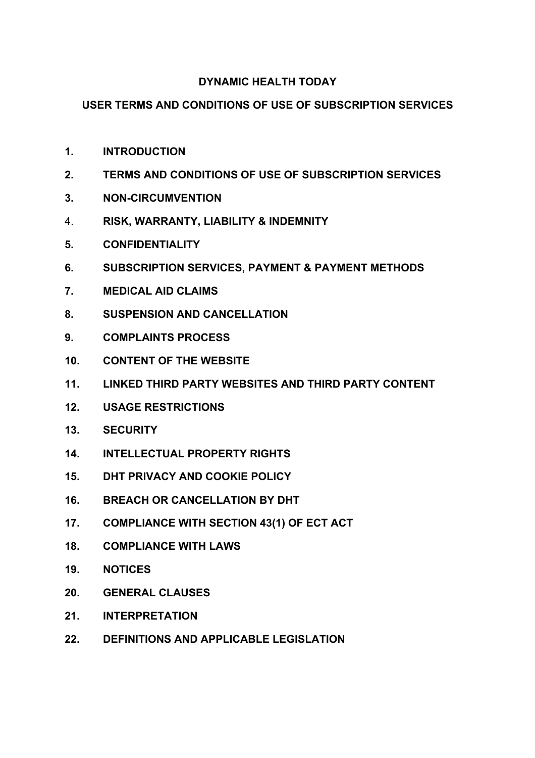# DYNAMIC HEALTH TODAY

## USER TERMS AND CONDITIONS OF USE OF SUBSCRIPTION SERVICES

1. **INTRODUCTION**
2. **TERMS AND CONDITIONS OF USE OF SUBSCRIPTION SERVICES**
3. **NON-CIRCUMVENTION**
4. **RISK, WARRANTY, LIABILITY & INDEMNITY**
5. **CONFIDENTIALITY**
6. **SUBSCRIPTION SERVICES, PAYMENT & PAYMENT METHODS**
7. **MEDICAL AID CLAIMS**
8. **SUSPENSION AND CANCELLATION**
9. **COMPLAINTS PROCESS**
10. **CONTENT OF THE WEBSITE**
11. **LINKED THIRD PARTY WEBSITES AND THIRD PARTY CONTENT**
12. **USAGE RESTRICTIONS**
13. **SECURITY**
14. **INTELLECTUAL PROPERTY RIGHTS**
15. **DHT PRIVACY AND COOKIE POLICY**
16. **BREACH OR CANCELLATION BY DHT**
17. **COMPLIANCE WITH SECTION 43(1) OF ECT ACT**
18. **COMPLIANCE WITH LAWS**
19. **NOTICES**
20. **GENERAL CLAUSES**
21. **INTERPRETATION**
22. **DEFINITIONS AND APPLICABLE LEGISLATION**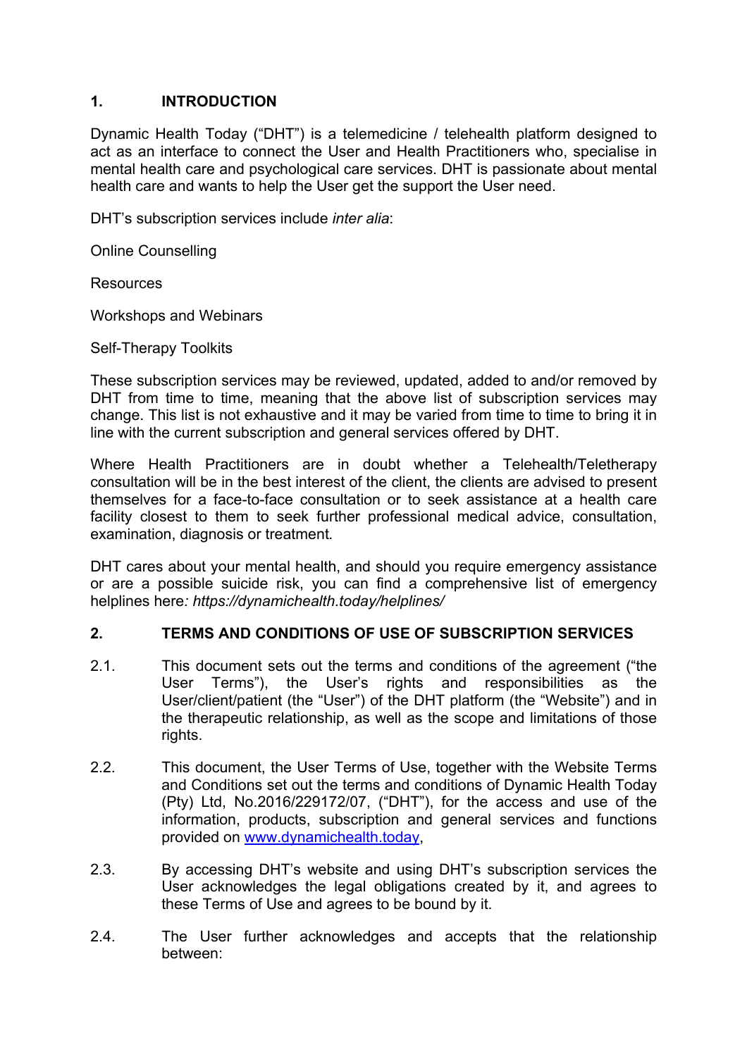## 1. INTRODUCTION

Dynamic Health Today ("DHT") is a telemedicine / telehealth platform designed to act as an interface to connect the User and Health Practitioners who, specialise in mental health care and psychological care services. DHT is passionate about mental health care and wants to help the User get the support the User need.

DHT's subscription services include *inter alia*:

Online Counselling

Resources

Workshops and Webinars

Self-Therapy Toolkits

These subscription services may be reviewed, updated, added to and/or removed by DHT from time to time, meaning that the above list of subscription services may change. This list is not exhaustive and it may be varied from time to time to bring it in line with the current subscription and general services offered by DHT.

Where Health Practitioners are in doubt whether a Telehealth/Teletherapy consultation will be in the best interest of the client, the clients are advised to present themselves for a face-to-face consultation or to seek assistance at a health care facility closest to them to seek further professional medical advice, consultation, examination, diagnosis or treatment*.*

DHT cares about your mental health, and should you require emergency assistance or are a possible suicide risk, you can find a comprehensive list of emergency helplines here*: https://dynamichealth.today/helplines/*

## 2. TERMS AND CONDITIONS OF USE OF SUBSCRIPTION SERVICES

2.1. This document sets out the terms and conditions of the agreement ("the User Terms"), the User's rights and responsibilities as the User/client/patient (the "User") of the DHT platform (the "Website") and in the therapeutic relationship, as well as the scope and limitations of those rights.

2.2. This document, the User Terms of Use, together with the Website Terms and Conditions set out the terms and conditions of Dynamic Health Today (Pty) Ltd, No.2016/229172/07, ("DHT"), for the access and use of the information, products, subscription and general services and functions provided on [www.dynamichealth.today](http://www.dynamichealth.today),

2.3. By accessing DHT's website and using DHT's subscription services the User acknowledges the legal obligations created by it, and agrees to these Terms of Use and agrees to be bound by it.

2.4. The User further acknowledges and accepts that the relationship between: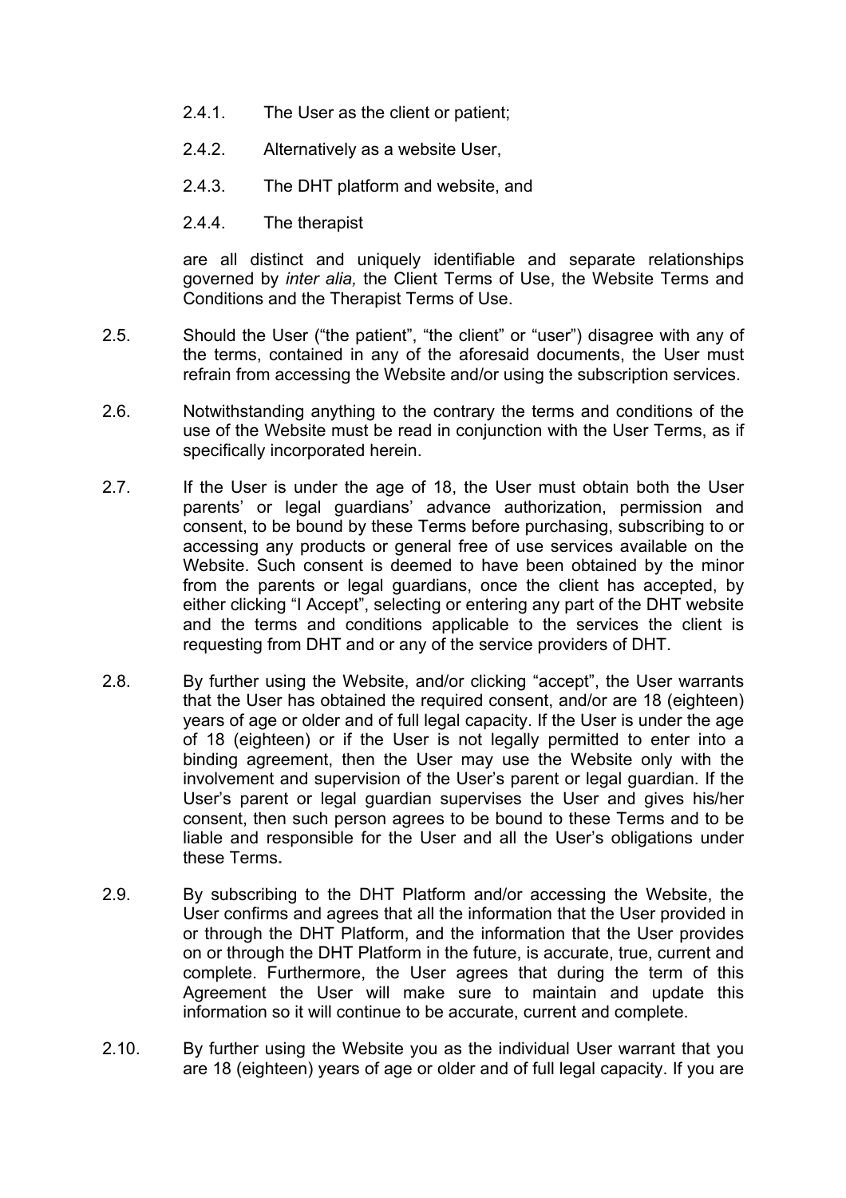2.4.1. The User as the client or patient;

2.4.2. Alternatively as a website User,

2.4.3. The DHT platform and website, and

2.4.4. The therapist

are all distinct and uniquely identifiable and separate relationships governed by *inter alia,* the Client Terms of Use, the Website Terms and Conditions and the Therapist Terms of Use.

2.5. Should the User ("the patient", "the client" or "user") disagree with any of the terms, contained in any of the aforesaid documents, the User must refrain from accessing the Website and/or using the subscription services.

2.6. Notwithstanding anything to the contrary the terms and conditions of the use of the Website must be read in conjunction with the User Terms, as if specifically incorporated herein.

2.7. If the User is under the age of 18, the User must obtain both the User parents' or legal guardians' advance authorization, permission and consent, to be bound by these Terms before purchasing, subscribing to or accessing any products or general free of use services available on the Website. Such consent is deemed to have been obtained by the minor from the parents or legal guardians, once the client has accepted, by either clicking "I Accept", selecting or entering any part of the DHT website and the terms and conditions applicable to the services the client is requesting from DHT and or any of the service providers of DHT.

2.8. By further using the Website, and/or clicking "accept", the User warrants that the User has obtained the required consent, and/or are 18 (eighteen) years of age or older and of full legal capacity. If the User is under the age of 18 (eighteen) or if the User is not legally permitted to enter into a binding agreement, then the User may use the Website only with the involvement and supervision of the User's parent or legal guardian. If the User's parent or legal guardian supervises the User and gives his/her consent, then such person agrees to be bound to these Terms and to be liable and responsible for the User and all the User's obligations under these Terms.

2.9. By subscribing to the DHT Platform and/or accessing the Website, the User confirms and agrees that all the information that the User provided in or through the DHT Platform, and the information that the User provides on or through the DHT Platform in the future, is accurate, true, current and complete. Furthermore, the User agrees that during the term of this Agreement the User will make sure to maintain and update this information so it will continue to be accurate, current and complete.

2.10. By further using the Website you as the individual User warrant that you are 18 (eighteen) years of age or older and of full legal capacity. If you are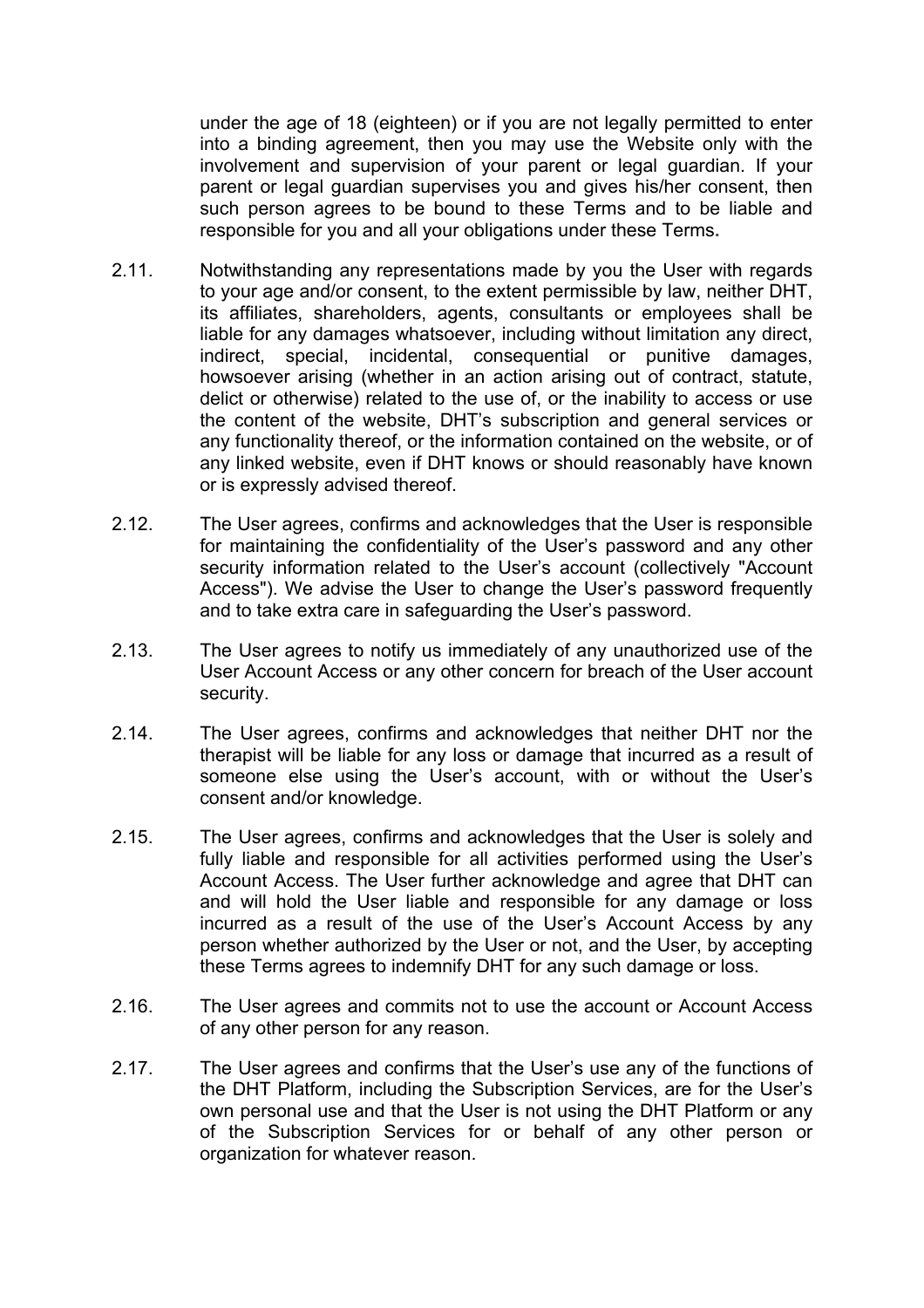under the age of 18 (eighteen) or if you are not legally permitted to enter into a binding agreement, then you may use the Website only with the involvement and supervision of your parent or legal guardian. If your parent or legal guardian supervises you and gives his/her consent, then such person agrees to be bound to these Terms and to be liable and responsible for you and all your obligations under these Terms.

2.11. Notwithstanding any representations made by you the User with regards to your age and/or consent, to the extent permissible by law, neither DHT, its affiliates, shareholders, agents, consultants or employees shall be liable for any damages whatsoever, including without limitation any direct, indirect, special, incidental, consequential or punitive damages, howsoever arising (whether in an action arising out of contract, statute, delict or otherwise) related to the use of, or the inability to access or use the content of the website, DHT's subscription and general services or any functionality thereof, or the information contained on the website, or of any linked website, even if DHT knows or should reasonably have known or is expressly advised thereof.

2.12. The User agrees, confirms and acknowledges that the User is responsible for maintaining the confidentiality of the User's password and any other security information related to the User's account (collectively "Account Access"). We advise the User to change the User's password frequently and to take extra care in safeguarding the User's password.

2.13. The User agrees to notify us immediately of any unauthorized use of the User Account Access or any other concern for breach of the User account security.

2.14. The User agrees, confirms and acknowledges that neither DHT nor the therapist will be liable for any loss or damage that incurred as a result of someone else using the User's account, with or without the User's consent and/or knowledge.

2.15. The User agrees, confirms and acknowledges that the User is solely and fully liable and responsible for all activities performed using the User's Account Access. The User further acknowledge and agree that DHT can and will hold the User liable and responsible for any damage or loss incurred as a result of the use of the User's Account Access by any person whether authorized by the User or not, and the User, by accepting these Terms agrees to indemnify DHT for any such damage or loss.

2.16. The User agrees and commits not to use the account or Account Access of any other person for any reason.

2.17. The User agrees and confirms that the User's use any of the functions of the DHT Platform, including the Subscription Services, are for the User's own personal use and that the User is not using the DHT Platform or any of the Subscription Services for or behalf of any other person or organization for whatever reason.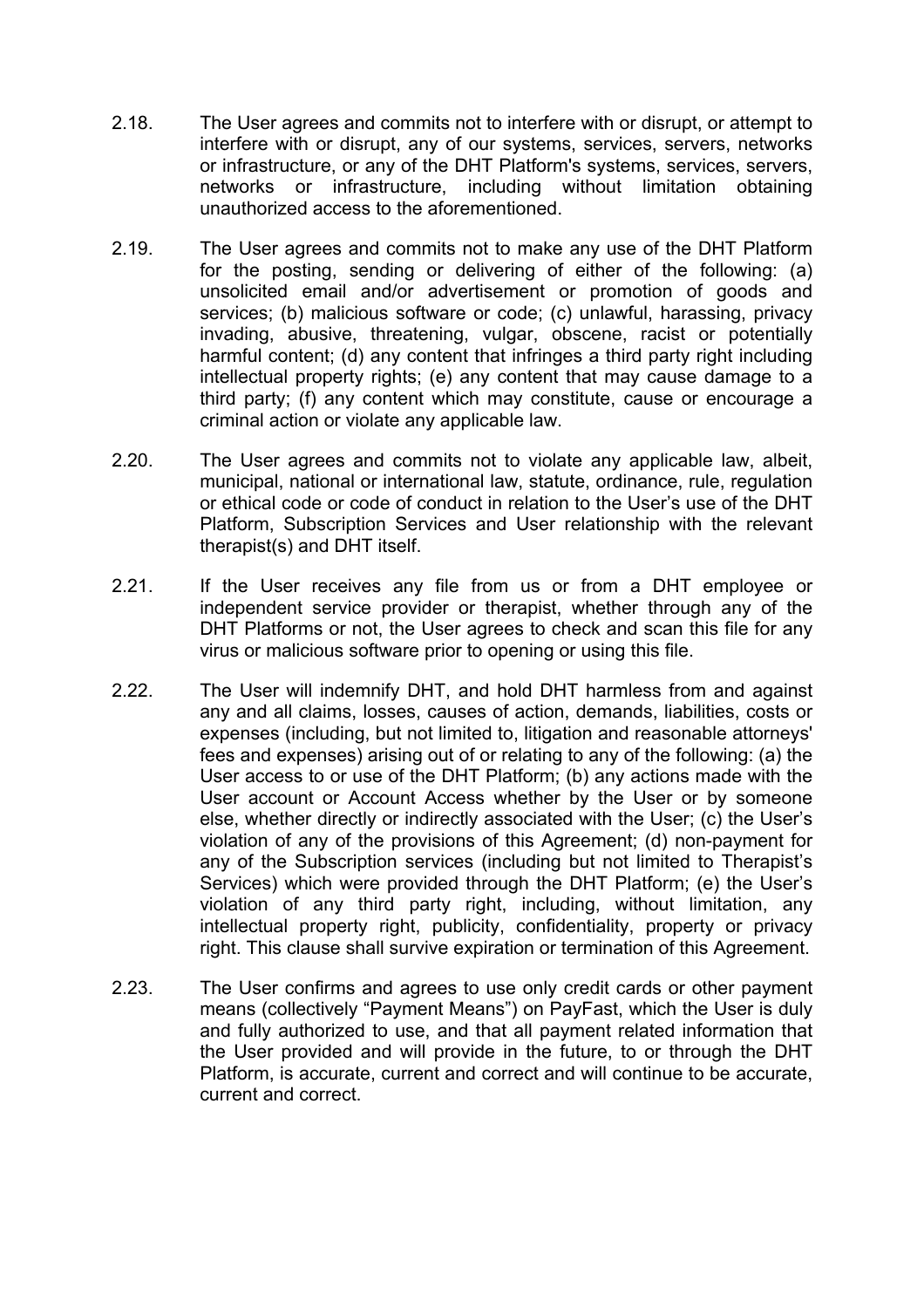2.18. The User agrees and commits not to interfere with or disrupt, or attempt to interfere with or disrupt, any of our systems, services, servers, networks or infrastructure, or any of the DHT Platform's systems, services, servers, networks or infrastructure, including without limitation obtaining unauthorized access to the aforementioned.

2.19. The User agrees and commits not to make any use of the DHT Platform for the posting, sending or delivering of either of the following: (a) unsolicited email and/or advertisement or promotion of goods and services; (b) malicious software or code; (c) unlawful, harassing, privacy invading, abusive, threatening, vulgar, obscene, racist or potentially harmful content; (d) any content that infringes a third party right including intellectual property rights; (e) any content that may cause damage to a third party; (f) any content which may constitute, cause or encourage a criminal action or violate any applicable law.

2.20. The User agrees and commits not to violate any applicable law, albeit, municipal, national or international law, statute, ordinance, rule, regulation or ethical code or code of conduct in relation to the User's use of the DHT Platform, Subscription Services and User relationship with the relevant therapist(s) and DHT itself.

2.21. If the User receives any file from us or from a DHT employee or independent service provider or therapist, whether through any of the DHT Platforms or not, the User agrees to check and scan this file for any virus or malicious software prior to opening or using this file.

2.22. The User will indemnify DHT, and hold DHT harmless from and against any and all claims, losses, causes of action, demands, liabilities, costs or expenses (including, but not limited to, litigation and reasonable attorneys' fees and expenses) arising out of or relating to any of the following: (a) the User access to or use of the DHT Platform; (b) any actions made with the User account or Account Access whether by the User or by someone else, whether directly or indirectly associated with the User; (c) the User's violation of any of the provisions of this Agreement; (d) non-payment for any of the Subscription services (including but not limited to Therapist's Services) which were provided through the DHT Platform; (e) the User's violation of any third party right, including, without limitation, any intellectual property right, publicity, confidentiality, property or privacy right. This clause shall survive expiration or termination of this Agreement.

2.23. The User confirms and agrees to use only credit cards or other payment means (collectively "Payment Means") on PayFast, which the User is duly and fully authorized to use, and that all payment related information that the User provided and will provide in the future, to or through the DHT Platform, is accurate, current and correct and will continue to be accurate, current and correct.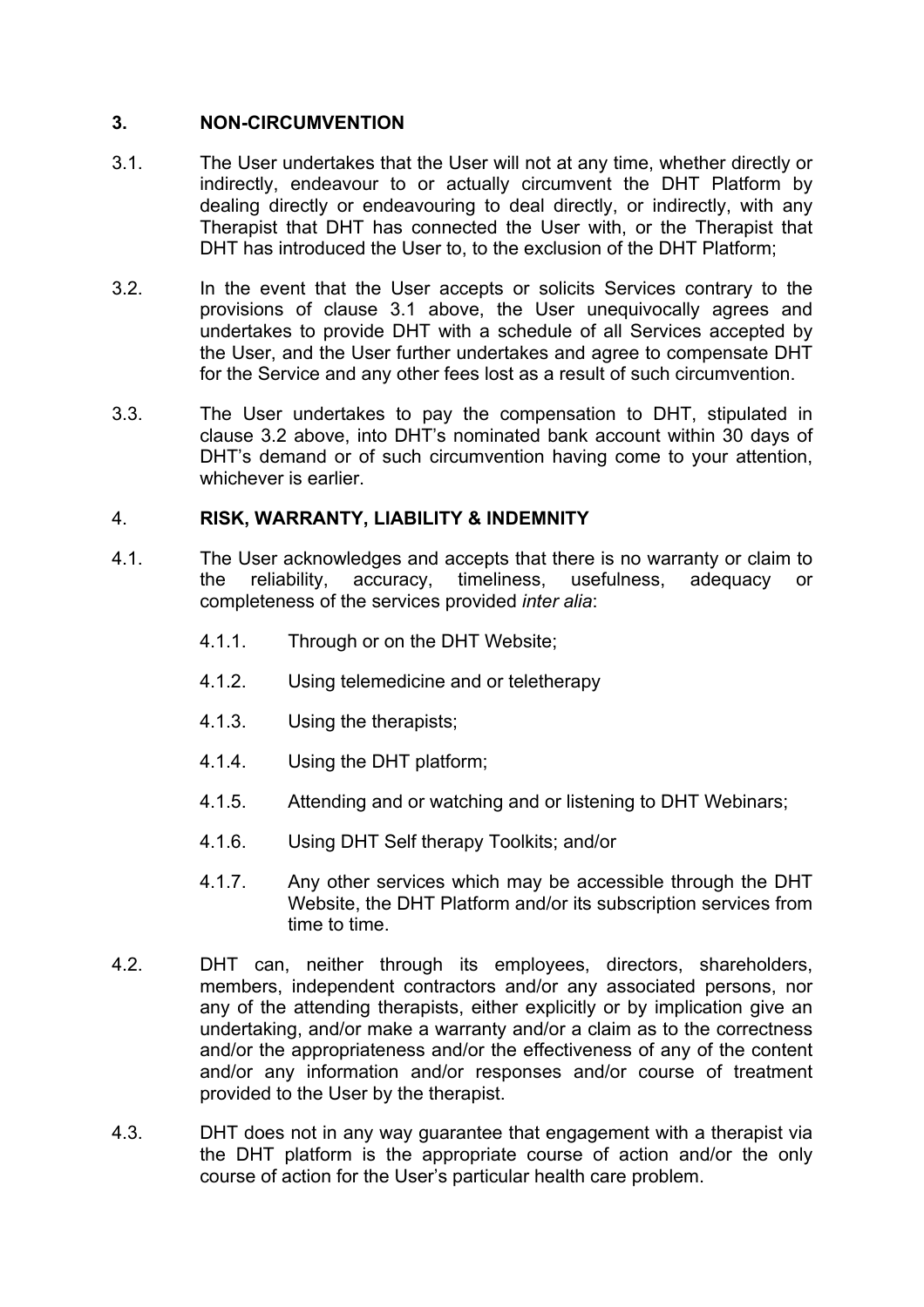## 3. NON-CIRCUMVENTION

3.1. The User undertakes that the User will not at any time, whether directly or indirectly, endeavour to or actually circumvent the DHT Platform by dealing directly or endeavouring to deal directly, or indirectly, with any Therapist that DHT has connected the User with, or the Therapist that DHT has introduced the User to, to the exclusion of the DHT Platform;

3.2. In the event that the User accepts or solicits Services contrary to the provisions of clause 3.1 above, the User unequivocally agrees and undertakes to provide DHT with a schedule of all Services accepted by the User, and the User further undertakes and agree to compensate DHT for the Service and any other fees lost as a result of such circumvention.

3.3. The User undertakes to pay the compensation to DHT, stipulated in clause 3.2 above, into DHT's nominated bank account within 30 days of DHT's demand or of such circumvention having come to your attention, whichever is earlier.

## 4. RISK, WARRANTY, LIABILITY & INDEMNITY

4.1. The User acknowledges and accepts that there is no warranty or claim to the reliability, accuracy, timeliness, usefulness, adequacy or completeness of the services provided *inter alia*:

- 4.1.1. Through or on the DHT Website;
- 4.1.2. Using telemedicine and or teletherapy
- 4.1.3. Using the therapists;
- 4.1.4. Using the DHT platform;
- 4.1.5. Attending and or watching and or listening to DHT Webinars;
- 4.1.6. Using DHT Self therapy Toolkits; and/or
- 4.1.7. Any other services which may be accessible through the DHT Website, the DHT Platform and/or its subscription services from time to time.

4.2. DHT can, neither through its employees, directors, shareholders, members, independent contractors and/or any associated persons, nor any of the attending therapists, either explicitly or by implication give an undertaking, and/or make a warranty and/or a claim as to the correctness and/or the appropriateness and/or the effectiveness of any of the content and/or any information and/or responses and/or course of treatment provided to the User by the therapist.

4.3. DHT does not in any way guarantee that engagement with a therapist via the DHT platform is the appropriate course of action and/or the only course of action for the User's particular health care problem.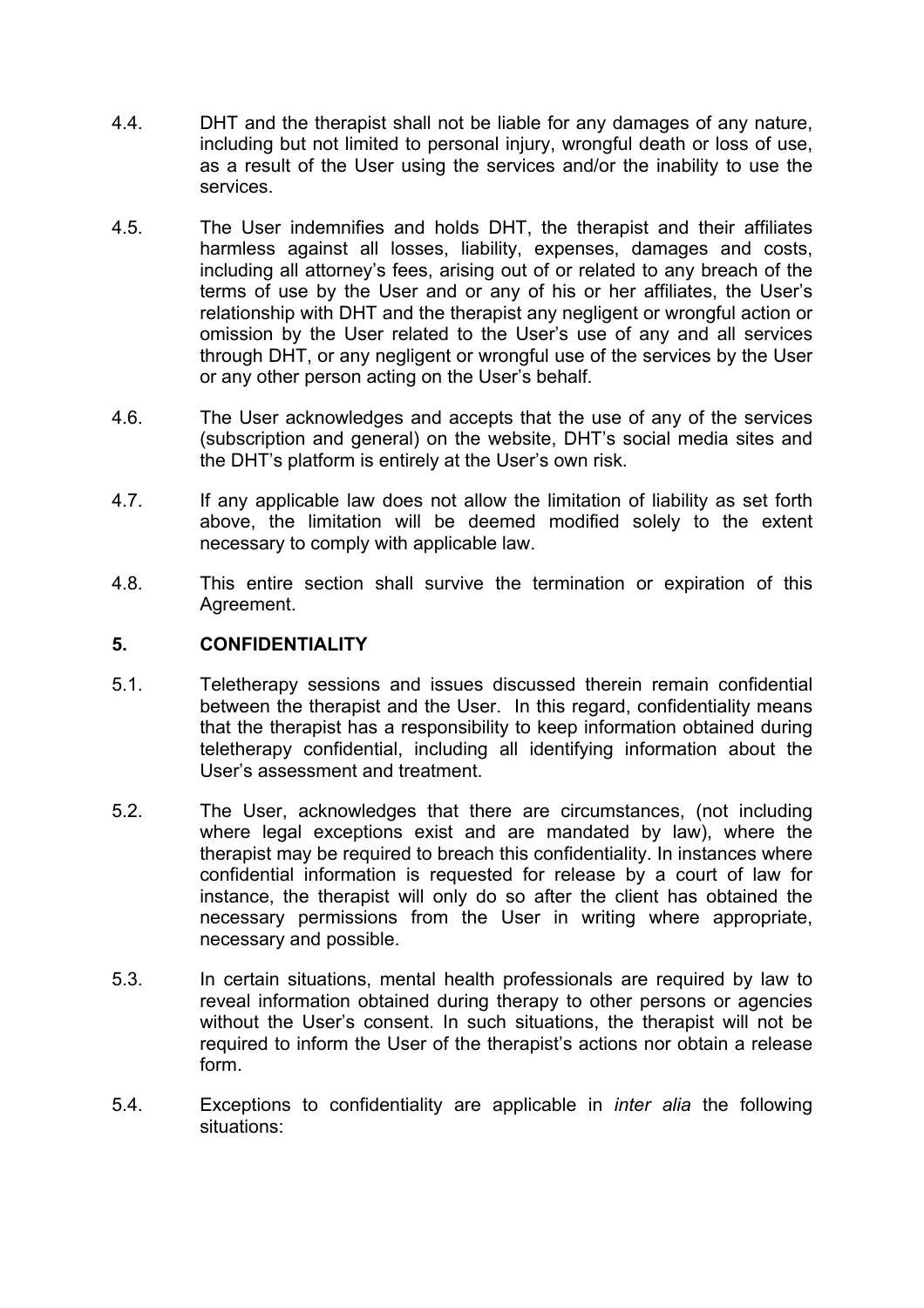4.4. DHT and the therapist shall not be liable for any damages of any nature, including but not limited to personal injury, wrongful death or loss of use, as a result of the User using the services and/or the inability to use the services.

4.5. The User indemnifies and holds DHT, the therapist and their affiliates harmless against all losses, liability, expenses, damages and costs, including all attorney's fees, arising out of or related to any breach of the terms of use by the User and or any of his or her affiliates, the User's relationship with DHT and the therapist any negligent or wrongful action or omission by the User related to the User's use of any and all services through DHT, or any negligent or wrongful use of the services by the User or any other person acting on the User's behalf.

4.6. The User acknowledges and accepts that the use of any of the services (subscription and general) on the website, DHT's social media sites and the DHT's platform is entirely at the User's own risk.

4.7. If any applicable law does not allow the limitation of liability as set forth above, the limitation will be deemed modified solely to the extent necessary to comply with applicable law.

4.8. This entire section shall survive the termination or expiration of this Agreement.

## 5. CONFIDENTIALITY

5.1. Teletherapy sessions and issues discussed therein remain confidential between the therapist and the User. In this regard, confidentiality means that the therapist has a responsibility to keep information obtained during teletherapy confidential, including all identifying information about the User's assessment and treatment.

5.2. The User, acknowledges that there are circumstances, (not including where legal exceptions exist and are mandated by law), where the therapist may be required to breach this confidentiality. In instances where confidential information is requested for release by a court of law for instance, the therapist will only do so after the client has obtained the necessary permissions from the User in writing where appropriate, necessary and possible.

5.3. In certain situations, mental health professionals are required by law to reveal information obtained during therapy to other persons or agencies without the User's consent. In such situations, the therapist will not be required to inform the User of the therapist's actions nor obtain a release form.

5.4. Exceptions to confidentiality are applicable in *inter alia* the following situations: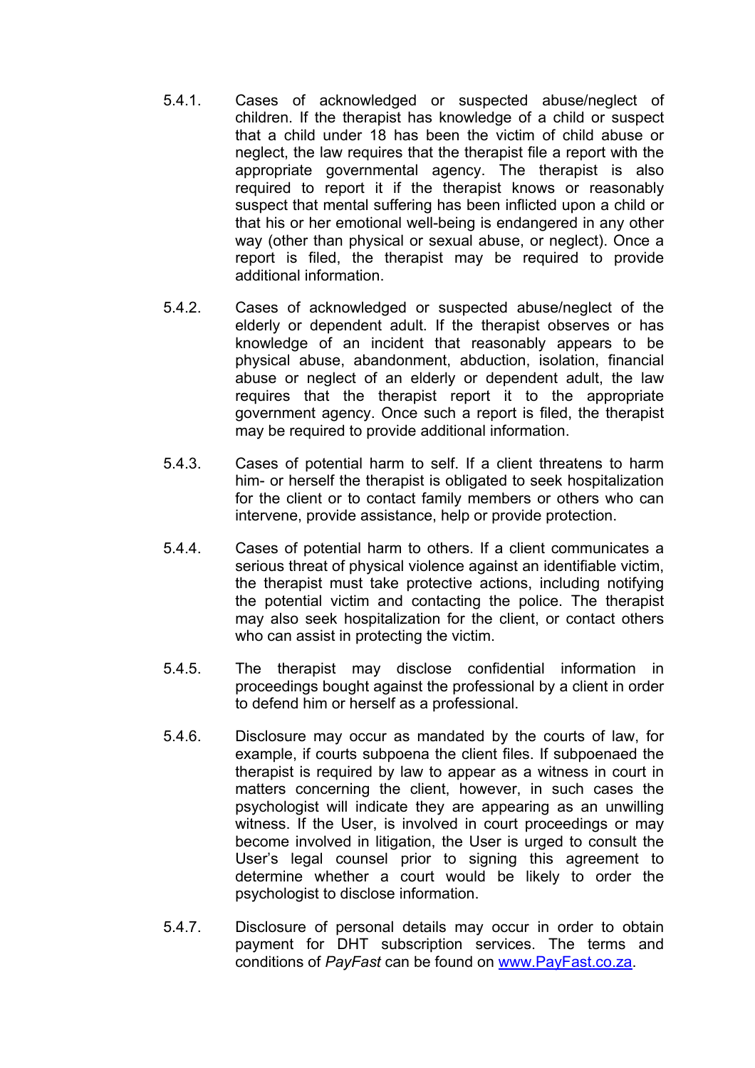5.4.1. Cases of acknowledged or suspected abuse/neglect of children. If the therapist has knowledge of a child or suspect that a child under 18 has been the victim of child abuse or neglect, the law requires that the therapist file a report with the appropriate governmental agency. The therapist is also required to report it if the therapist knows or reasonably suspect that mental suffering has been inflicted upon a child or that his or her emotional well-being is endangered in any other way (other than physical or sexual abuse, or neglect). Once a report is filed, the therapist may be required to provide additional information.

5.4.2. Cases of acknowledged or suspected abuse/neglect of the elderly or dependent adult. If the therapist observes or has knowledge of an incident that reasonably appears to be physical abuse, abandonment, abduction, isolation, financial abuse or neglect of an elderly or dependent adult, the law requires that the therapist report it to the appropriate government agency. Once such a report is filed, the therapist may be required to provide additional information.

5.4.3. Cases of potential harm to self. If a client threatens to harm him- or herself the therapist is obligated to seek hospitalization for the client or to contact family members or others who can intervene, provide assistance, help or provide protection.

5.4.4. Cases of potential harm to others. If a client communicates a serious threat of physical violence against an identifiable victim, the therapist must take protective actions, including notifying the potential victim and contacting the police. The therapist may also seek hospitalization for the client, or contact others who can assist in protecting the victim.

5.4.5. The therapist may disclose confidential information in proceedings bought against the professional by a client in order to defend him or herself as a professional.

5.4.6. Disclosure may occur as mandated by the courts of law, for example, if courts subpoena the client files. If subpoenaed the therapist is required by law to appear as a witness in court in matters concerning the client, however, in such cases the psychologist will indicate they are appearing as an unwilling witness. If the User, is involved in court proceedings or may become involved in litigation, the User is urged to consult the User's legal counsel prior to signing this agreement to determine whether a court would be likely to order the psychologist to disclose information.

5.4.7. Disclosure of personal details may occur in order to obtain payment for DHT subscription services. The terms and conditions of *PayFast* can be found on [www.PayFast.co.za](http://www.PayFast.co.za).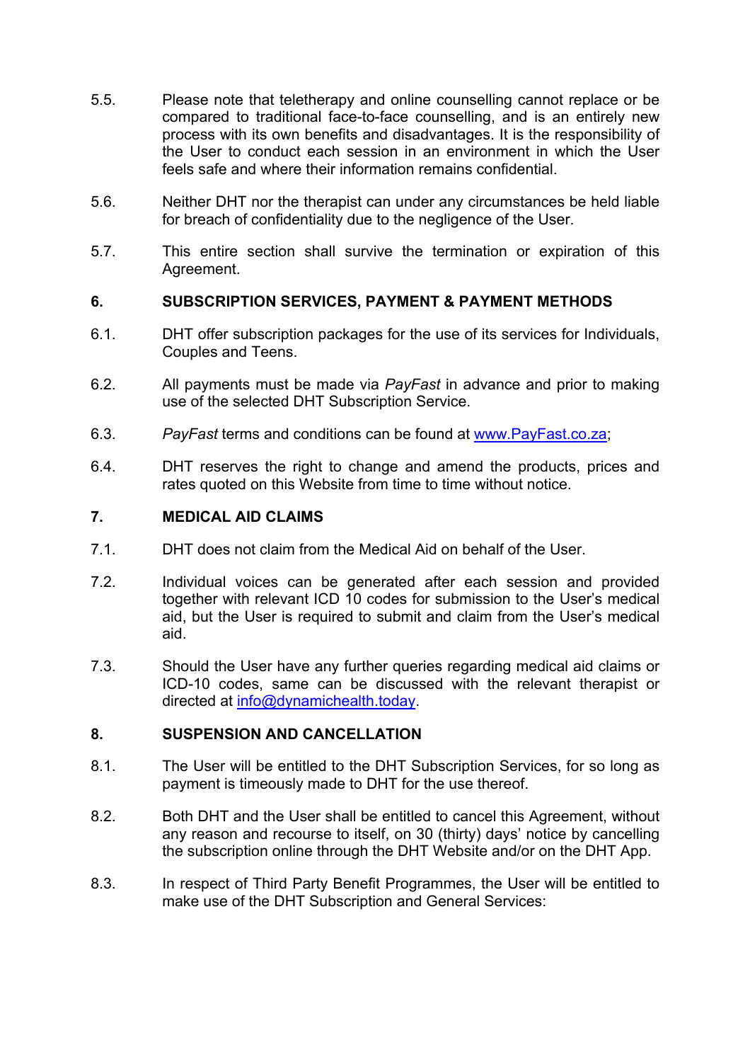5.5. Please note that teletherapy and online counselling cannot replace or be compared to traditional face-to-face counselling, and is an entirely new process with its own benefits and disadvantages. It is the responsibility of the User to conduct each session in an environment in which the User feels safe and where their information remains confidential.

5.6. Neither DHT nor the therapist can under any circumstances be held liable for breach of confidentiality due to the negligence of the User.

5.7. This entire section shall survive the termination or expiration of this Agreement.

## 6. SUBSCRIPTION SERVICES, PAYMENT & PAYMENT METHODS

6.1. DHT offer subscription packages for the use of its services for Individuals, Couples and Teens.

6.2. All payments must be made via *PayFast* in advance and prior to making use of the selected DHT Subscription Service.

6.3. *PayFast* terms and conditions can be found at www.PayFast.co.za;

6.4. DHT reserves the right to change and amend the products, prices and rates quoted on this Website from time to time without notice.

## 7. MEDICAL AID CLAIMS

7.1. DHT does not claim from the Medical Aid on behalf of the User.

7.2. Individual voices can be generated after each session and provided together with relevant ICD 10 codes for submission to the User's medical aid, but the User is required to submit and claim from the User's medical aid.

7.3. Should the User have any further queries regarding medical aid claims or ICD-10 codes, same can be discussed with the relevant therapist or directed at info@dynamichealth.today.

## 8. SUSPENSION AND CANCELLATION

8.1. The User will be entitled to the DHT Subscription Services, for so long as payment is timeously made to DHT for the use thereof.

8.2. Both DHT and the User shall be entitled to cancel this Agreement, without any reason and recourse to itself, on 30 (thirty) days' notice by cancelling the subscription online through the DHT Website and/or on the DHT App.

8.3. In respect of Third Party Benefit Programmes, the User will be entitled to make use of the DHT Subscription and General Services: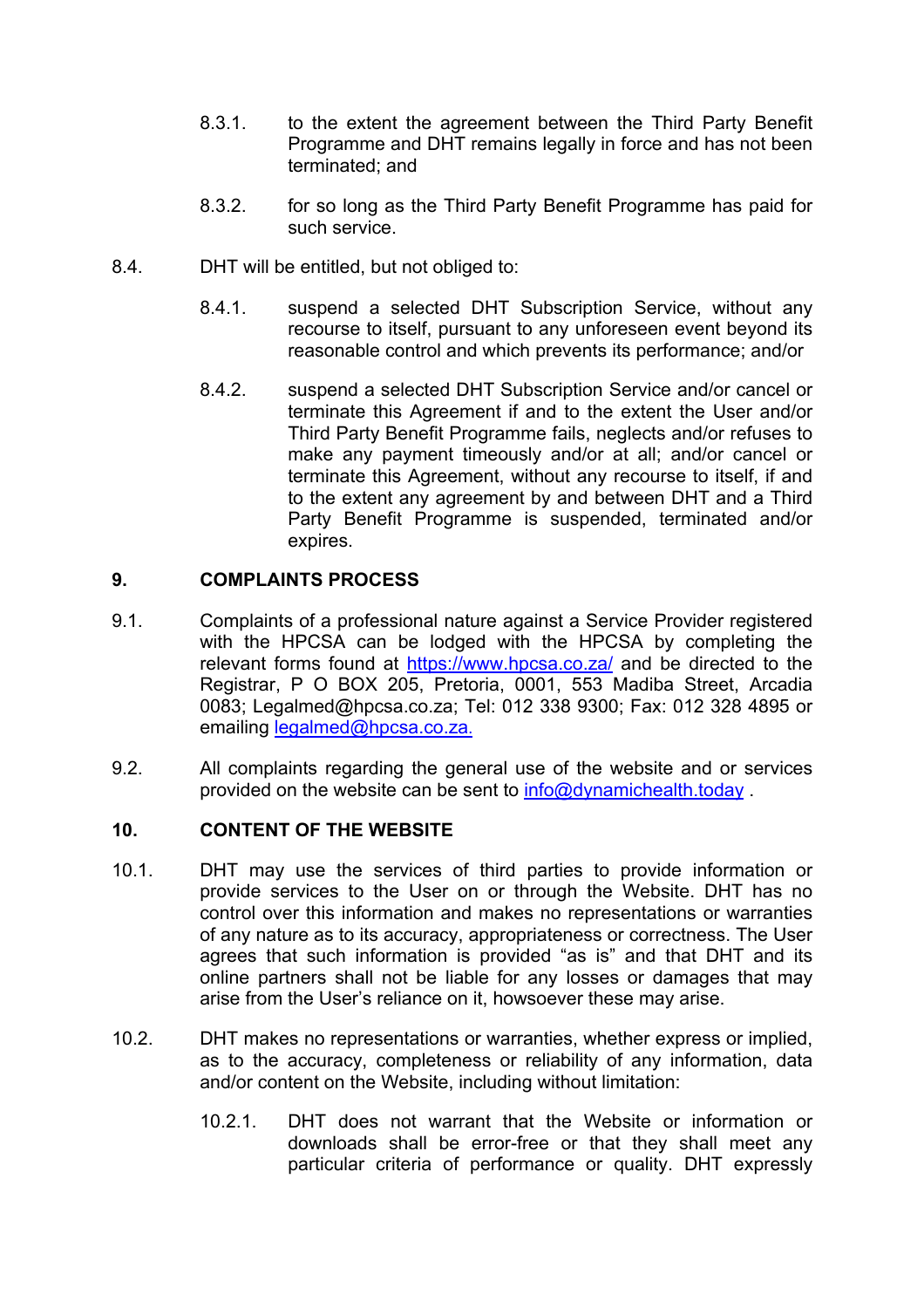8.3.1. to the extent the agreement between the Third Party Benefit Programme and DHT remains legally in force and has not been terminated; and

8.3.2. for so long as the Third Party Benefit Programme has paid for such service.

8.4. DHT will be entitled, but not obliged to:

8.4.1. suspend a selected DHT Subscription Service, without any recourse to itself, pursuant to any unforeseen event beyond its reasonable control and which prevents its performance; and/or

8.4.2. suspend a selected DHT Subscription Service and/or cancel or terminate this Agreement if and to the extent the User and/or Third Party Benefit Programme fails, neglects and/or refuses to make any payment timeously and/or at all; and/or cancel or terminate this Agreement, without any recourse to itself, if and to the extent any agreement by and between DHT and a Third Party Benefit Programme is suspended, terminated and/or expires.

## 9. COMPLAINTS PROCESS

9.1. Complaints of a professional nature against a Service Provider registered with the HPCSA can be lodged with the HPCSA by completing the relevant forms found at https://www.hpcsa.co.za/ and be directed to the Registrar, P O BOX 205, Pretoria, 0001, 553 Madiba Street, Arcadia 0083; Legalmed@hpcsa.co.za; Tel: 012 338 9300; Fax: 012 328 4895 or emailing legalmed@hpcsa.co.za.

9.2. All complaints regarding the general use of the website and or services provided on the website can be sent to info@dynamichealth.today .

## 10. CONTENT OF THE WEBSITE

10.1. DHT may use the services of third parties to provide information or provide services to the User on or through the Website. DHT has no control over this information and makes no representations or warranties of any nature as to its accuracy, appropriateness or correctness. The User agrees that such information is provided "as is" and that DHT and its online partners shall not be liable for any losses or damages that may arise from the User's reliance on it, howsoever these may arise.

10.2. DHT makes no representations or warranties, whether express or implied, as to the accuracy, completeness or reliability of any information, data and/or content on the Website, including without limitation:

10.2.1. DHT does not warrant that the Website or information or downloads shall be error-free or that they shall meet any particular criteria of performance or quality. DHT expressly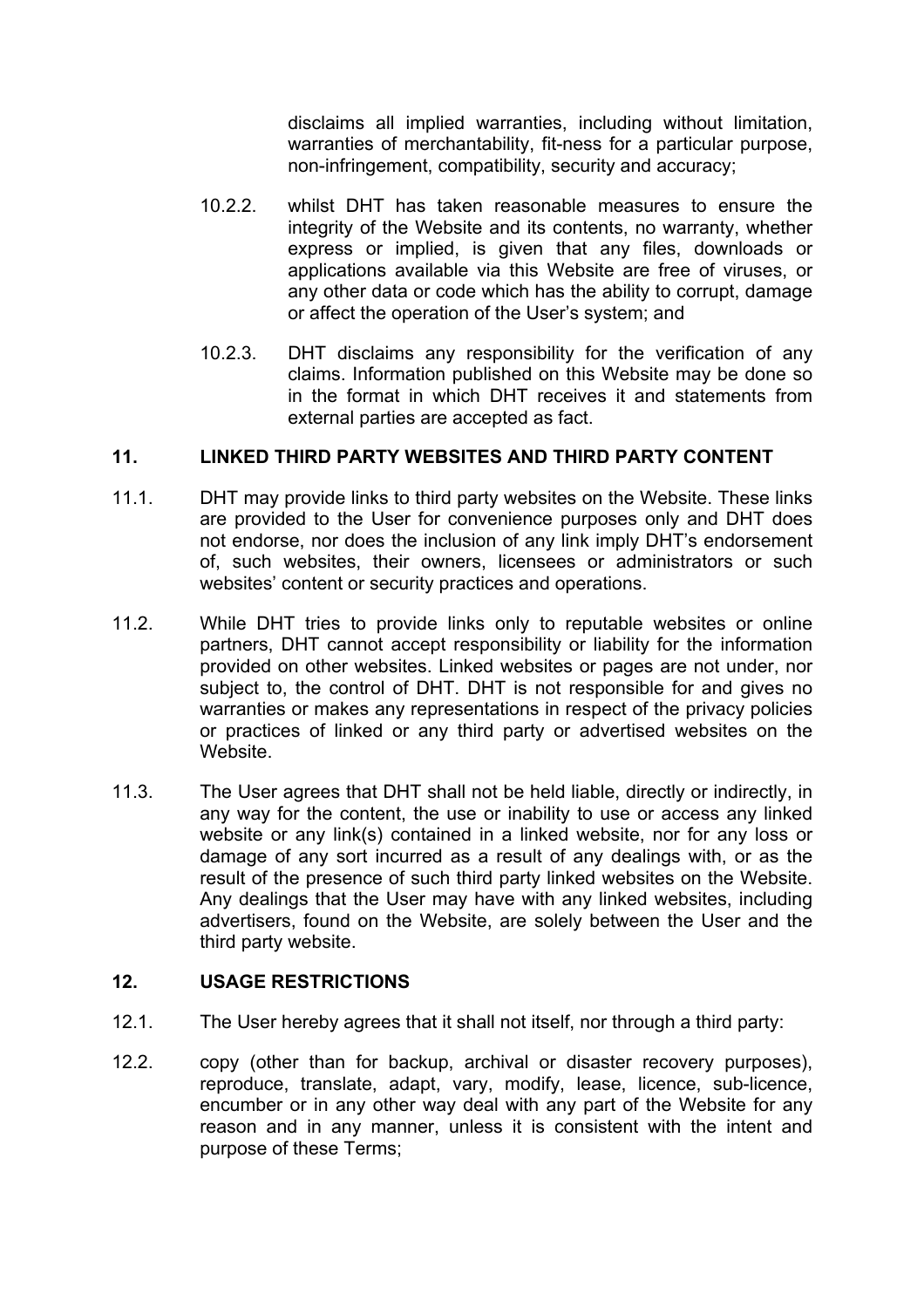disclaims all implied warranties, including without limitation, warranties of merchantability, fit-ness for a particular purpose, non-infringement, compatibility, security and accuracy;

10.2.2. whilst DHT has taken reasonable measures to ensure the integrity of the Website and its contents, no warranty, whether express or implied, is given that any files, downloads or applications available via this Website are free of viruses, or any other data or code which has the ability to corrupt, damage or affect the operation of the User's system; and

10.2.3. DHT disclaims any responsibility for the verification of any claims. Information published on this Website may be done so in the format in which DHT receives it and statements from external parties are accepted as fact.

## 11. LINKED THIRD PARTY WEBSITES AND THIRD PARTY CONTENT

11.1. DHT may provide links to third party websites on the Website. These links are provided to the User for convenience purposes only and DHT does not endorse, nor does the inclusion of any link imply DHT's endorsement of, such websites, their owners, licensees or administrators or such websites' content or security practices and operations.

11.2. While DHT tries to provide links only to reputable websites or online partners, DHT cannot accept responsibility or liability for the information provided on other websites. Linked websites or pages are not under, nor subject to, the control of DHT. DHT is not responsible for and gives no warranties or makes any representations in respect of the privacy policies or practices of linked or any third party or advertised websites on the Website.

11.3. The User agrees that DHT shall not be held liable, directly or indirectly, in any way for the content, the use or inability to use or access any linked website or any link(s) contained in a linked website, nor for any loss or damage of any sort incurred as a result of any dealings with, or as the result of the presence of such third party linked websites on the Website. Any dealings that the User may have with any linked websites, including advertisers, found on the Website, are solely between the User and the third party website.

## 12. USAGE RESTRICTIONS

12.1. The User hereby agrees that it shall not itself, nor through a third party:

12.2. copy (other than for backup, archival or disaster recovery purposes), reproduce, translate, adapt, vary, modify, lease, licence, sub-licence, encumber or in any other way deal with any part of the Website for any reason and in any manner, unless it is consistent with the intent and purpose of these Terms;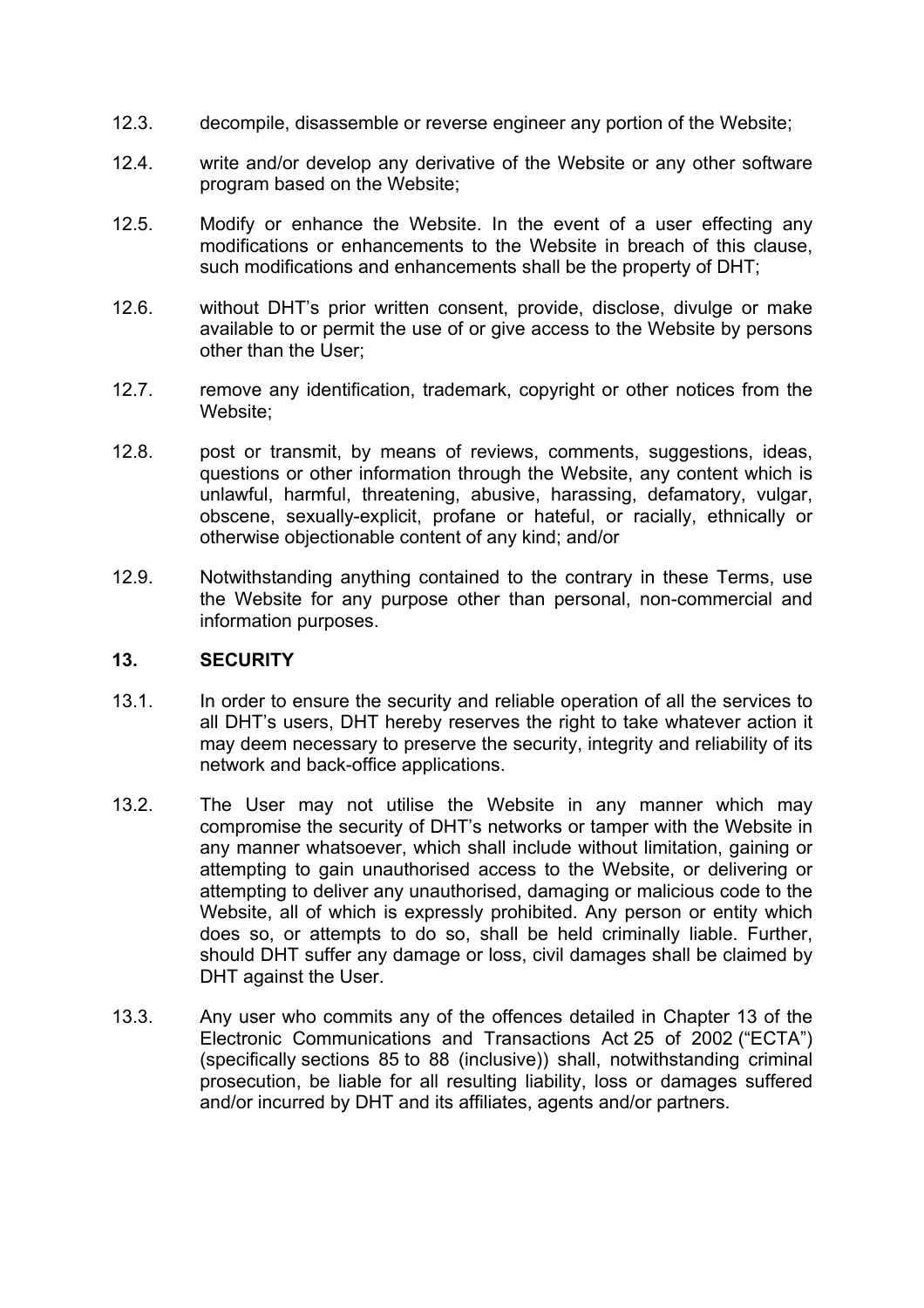12.3. decompile, disassemble or reverse engineer any portion of the Website;

12.4. write and/or develop any derivative of the Website or any other software program based on the Website;

12.5. Modify or enhance the Website. In the event of a user effecting any modifications or enhancements to the Website in breach of this clause, such modifications and enhancements shall be the property of DHT;

12.6. without DHT's prior written consent, provide, disclose, divulge or make available to or permit the use of or give access to the Website by persons other than the User;

12.7. remove any identification, trademark, copyright or other notices from the Website;

12.8. post or transmit, by means of reviews, comments, suggestions, ideas, questions or other information through the Website, any content which is unlawful, harmful, threatening, abusive, harassing, defamatory, vulgar, obscene, sexually-explicit, profane or hateful, or racially, ethnically or otherwise objectionable content of any kind; and/or

12.9. Notwithstanding anything contained to the contrary in these Terms, use the Website for any purpose other than personal, non-commercial and information purposes.

## 13. SECURITY

13.1. In order to ensure the security and reliable operation of all the services to all DHT's users, DHT hereby reserves the right to take whatever action it may deem necessary to preserve the security, integrity and reliability of its network and back-office applications.

13.2. The User may not utilise the Website in any manner which may compromise the security of DHT's networks or tamper with the Website in any manner whatsoever, which shall include without limitation, gaining or attempting to gain unauthorised access to the Website, or delivering or attempting to deliver any unauthorised, damaging or malicious code to the Website, all of which is expressly prohibited. Any person or entity which does so, or attempts to do so, shall be held criminally liable. Further, should DHT suffer any damage or loss, civil damages shall be claimed by DHT against the User.

13.3. Any user who commits any of the offences detailed in Chapter 13 of the Electronic Communications and Transactions Act 25 of 2002 ("ECTA") (specifically sections 85 to 88 (inclusive)) shall, notwithstanding criminal prosecution, be liable for all resulting liability, loss or damages suffered and/or incurred by DHT and its affiliates, agents and/or partners.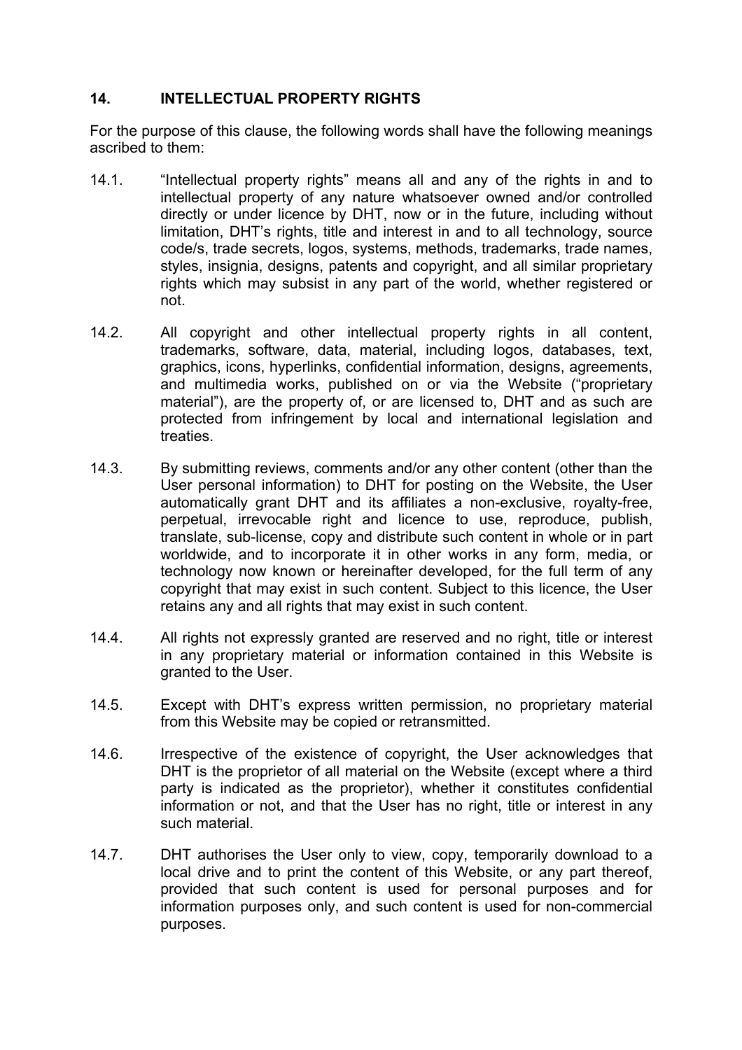## 14. INTELLECTUAL PROPERTY RIGHTS

For the purpose of this clause, the following words shall have the following meanings ascribed to them:

14.1. "Intellectual property rights" means all and any of the rights in and to intellectual property of any nature whatsoever owned and/or controlled directly or under licence by DHT, now or in the future, including without limitation, DHT's rights, title and interest in and to all technology, source code/s, trade secrets, logos, systems, methods, trademarks, trade names, styles, insignia, designs, patents and copyright, and all similar proprietary rights which may subsist in any part of the world, whether registered or not.

14.2. All copyright and other intellectual property rights in all content, trademarks, software, data, material, including logos, databases, text, graphics, icons, hyperlinks, confidential information, designs, agreements, and multimedia works, published on or via the Website ("proprietary material"), are the property of, or are licensed to, DHT and as such are protected from infringement by local and international legislation and treaties.

14.3. By submitting reviews, comments and/or any other content (other than the User personal information) to DHT for posting on the Website, the User automatically grant DHT and its affiliates a non-exclusive, royalty-free, perpetual, irrevocable right and licence to use, reproduce, publish, translate, sub-license, copy and distribute such content in whole or in part worldwide, and to incorporate it in other works in any form, media, or technology now known or hereinafter developed, for the full term of any copyright that may exist in such content. Subject to this licence, the User retains any and all rights that may exist in such content.

14.4. All rights not expressly granted are reserved and no right, title or interest in any proprietary material or information contained in this Website is granted to the User.

14.5. Except with DHT's express written permission, no proprietary material from this Website may be copied or retransmitted.

14.6. Irrespective of the existence of copyright, the User acknowledges that DHT is the proprietor of all material on the Website (except where a third party is indicated as the proprietor), whether it constitutes confidential information or not, and that the User has no right, title or interest in any such material.

14.7. DHT authorises the User only to view, copy, temporarily download to a local drive and to print the content of this Website, or any part thereof, provided that such content is used for personal purposes and for information purposes only, and such content is used for non-commercial purposes.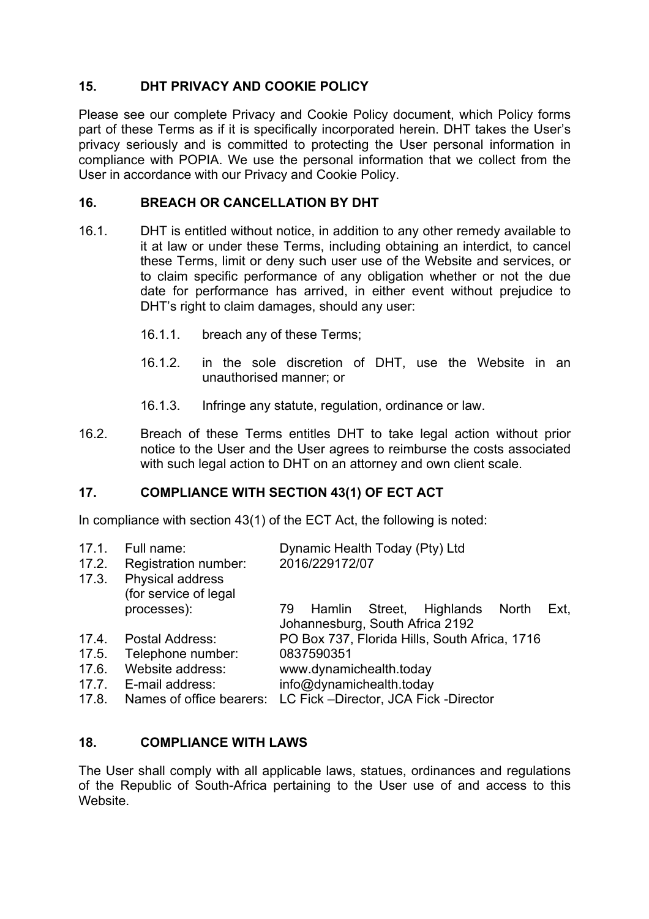## 15. DHT PRIVACY AND COOKIE POLICY

Please see our complete Privacy and Cookie Policy document, which Policy forms part of these Terms as if it is specifically incorporated herein. DHT takes the User's privacy seriously and is committed to protecting the User personal information in compliance with POPIA. We use the personal information that we collect from the User in accordance with our Privacy and Cookie Policy.

## 16. BREACH OR CANCELLATION BY DHT

16.1. DHT is entitled without notice, in addition to any other remedy available to it at law or under these Terms, including obtaining an interdict, to cancel these Terms, limit or deny such user use of the Website and services, or to claim specific performance of any obligation whether or not the due date for performance has arrived, in either event without prejudice to DHT's right to claim damages, should any user:

16.1.1. breach any of these Terms;

16.1.2. in the sole discretion of DHT, use the Website in an unauthorised manner; or

16.1.3. Infringe any statute, regulation, ordinance or law.

16.2. Breach of these Terms entitles DHT to take legal action without prior notice to the User and the User agrees to reimburse the costs associated with such legal action to DHT on an attorney and own client scale.

## 17. COMPLIANCE WITH SECTION 43(1) OF ECT ACT

In compliance with section 43(1) of the ECT Act, the following is noted:

| | | |
|---|---|---|
| 17.1. | Full name: | Dynamic Health Today (Pty) Ltd |
| 17.2. | Registration number: | 2016/229172/07 |
| 17.3. | Physical address (for service of legal processes): | 79 Hamlin Street, Highlands North Ext, Johannesburg, South Africa 2192 |
| 17.4. | Postal Address: | PO Box 737, Florida Hills, South Africa, 1716 |
| 17.5. | Telephone number: | 0837590351 |
| 17.6. | Website address: | www.dynamichealth.today |
| 17.7. | E-mail address: | info@dynamichealth.today |
| 17.8. | Names of office bearers: | LC Fick –Director, JCA Fick -Director |

## 18. COMPLIANCE WITH LAWS

The User shall comply with all applicable laws, statues, ordinances and regulations of the Republic of South-Africa pertaining to the User use of and access to this Website.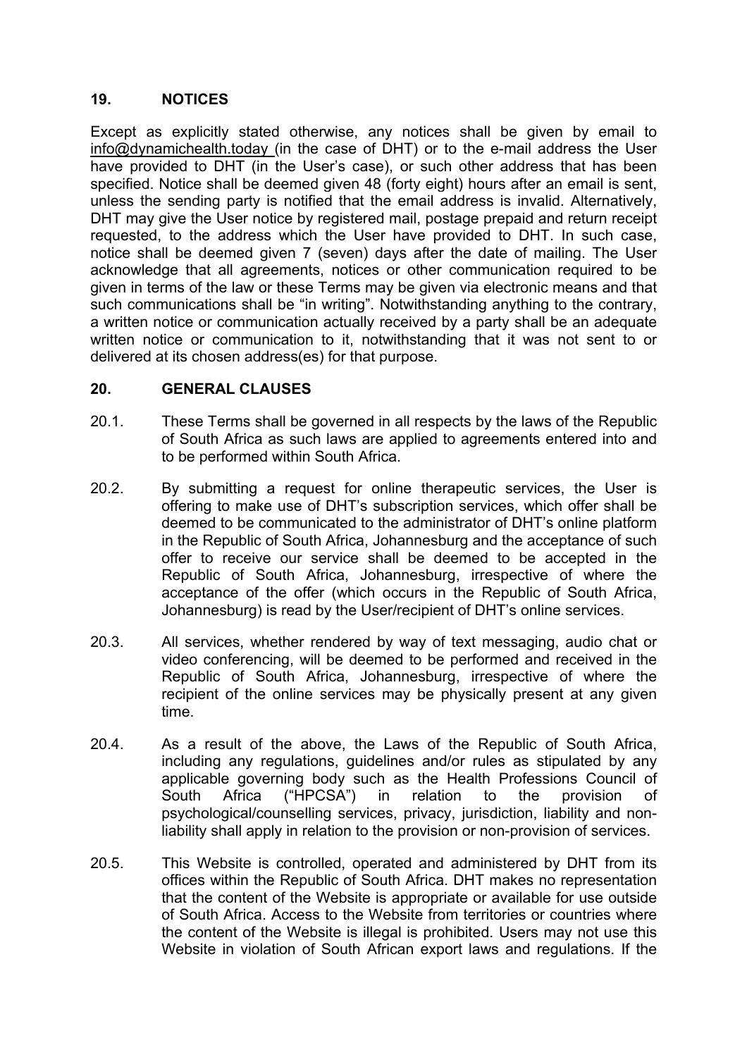## 19. NOTICES

Except as explicitly stated otherwise, any notices shall be given by email to info@dynamichealth.today (in the case of DHT) or to the e-mail address the User have provided to DHT (in the User's case), or such other address that has been specified. Notice shall be deemed given 48 (forty eight) hours after an email is sent, unless the sending party is notified that the email address is invalid. Alternatively, DHT may give the User notice by registered mail, postage prepaid and return receipt requested, to the address which the User have provided to DHT. In such case, notice shall be deemed given 7 (seven) days after the date of mailing. The User acknowledge that all agreements, notices or other communication required to be given in terms of the law or these Terms may be given via electronic means and that such communications shall be "in writing". Notwithstanding anything to the contrary, a written notice or communication actually received by a party shall be an adequate written notice or communication to it, notwithstanding that it was not sent to or delivered at its chosen address(es) for that purpose.

## 20. GENERAL CLAUSES

20.1. These Terms shall be governed in all respects by the laws of the Republic of South Africa as such laws are applied to agreements entered into and to be performed within South Africa.

20.2. By submitting a request for online therapeutic services, the User is offering to make use of DHT's subscription services, which offer shall be deemed to be communicated to the administrator of DHT's online platform in the Republic of South Africa, Johannesburg and the acceptance of such offer to receive our service shall be deemed to be accepted in the Republic of South Africa, Johannesburg, irrespective of where the acceptance of the offer (which occurs in the Republic of South Africa, Johannesburg) is read by the User/recipient of DHT's online services.

20.3. All services, whether rendered by way of text messaging, audio chat or video conferencing, will be deemed to be performed and received in the Republic of South Africa, Johannesburg, irrespective of where the recipient of the online services may be physically present at any given time.

20.4. As a result of the above, the Laws of the Republic of South Africa, including any regulations, guidelines and/or rules as stipulated by any applicable governing body such as the Health Professions Council of South Africa ("HPCSA") in relation to the provision of psychological/counselling services, privacy, jurisdiction, liability and non-liability shall apply in relation to the provision or non-provision of services.

20.5. This Website is controlled, operated and administered by DHT from its offices within the Republic of South Africa. DHT makes no representation that the content of the Website is appropriate or available for use outside of South Africa. Access to the Website from territories or countries where the content of the Website is illegal is prohibited. Users may not use this Website in violation of South African export laws and regulations. If the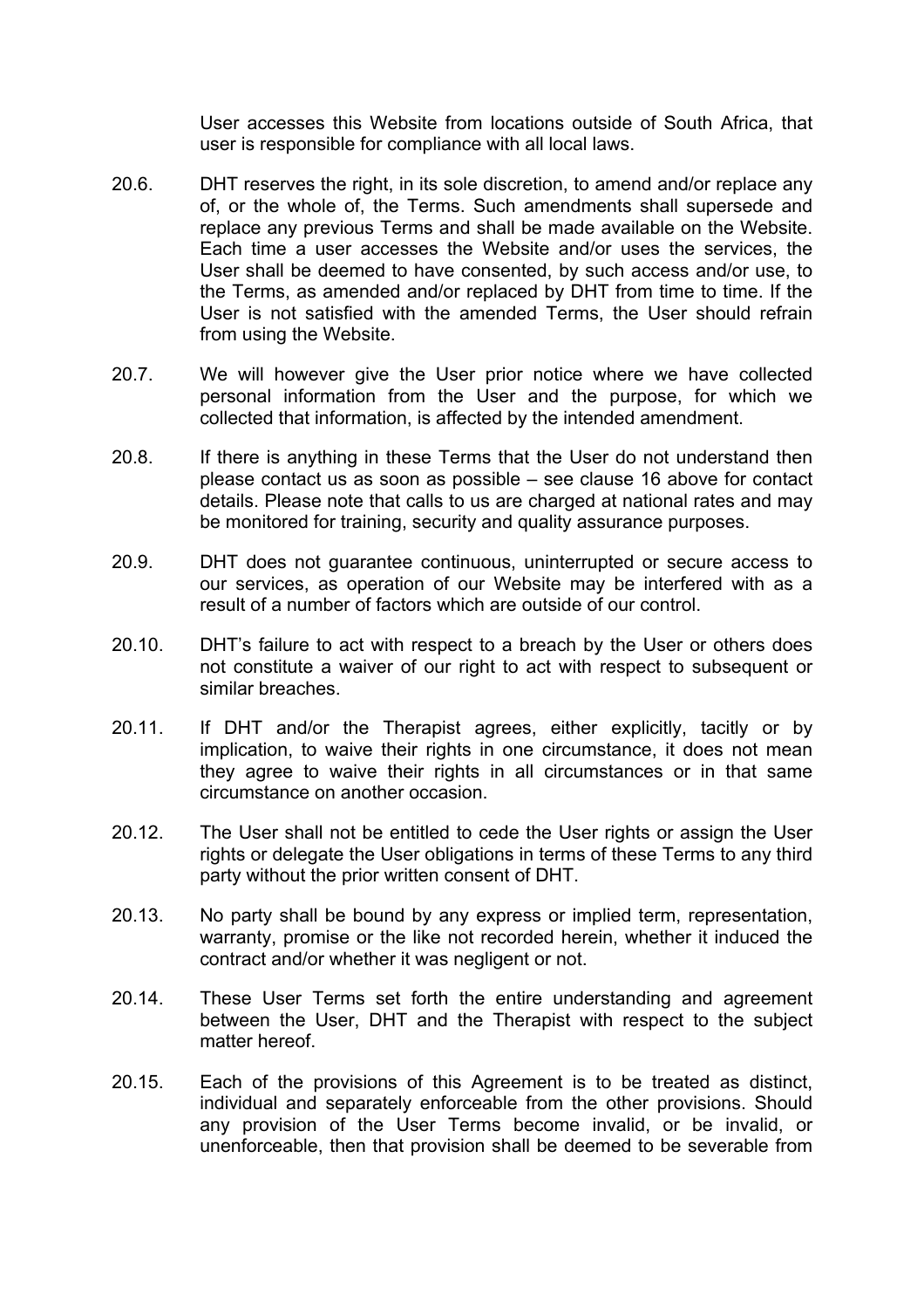User accesses this Website from locations outside of South Africa, that user is responsible for compliance with all local laws.

20.6. DHT reserves the right, in its sole discretion, to amend and/or replace any of, or the whole of, the Terms. Such amendments shall supersede and replace any previous Terms and shall be made available on the Website. Each time a user accesses the Website and/or uses the services, the User shall be deemed to have consented, by such access and/or use, to the Terms, as amended and/or replaced by DHT from time to time. If the User is not satisfied with the amended Terms, the User should refrain from using the Website.

20.7. We will however give the User prior notice where we have collected personal information from the User and the purpose, for which we collected that information, is affected by the intended amendment.

20.8. If there is anything in these Terms that the User do not understand then please contact us as soon as possible – see clause 16 above for contact details. Please note that calls to us are charged at national rates and may be monitored for training, security and quality assurance purposes.

20.9. DHT does not guarantee continuous, uninterrupted or secure access to our services, as operation of our Website may be interfered with as a result of a number of factors which are outside of our control.

20.10. DHT's failure to act with respect to a breach by the User or others does not constitute a waiver of our right to act with respect to subsequent or similar breaches.

20.11. If DHT and/or the Therapist agrees, either explicitly, tacitly or by implication, to waive their rights in one circumstance, it does not mean they agree to waive their rights in all circumstances or in that same circumstance on another occasion.

20.12. The User shall not be entitled to cede the User rights or assign the User rights or delegate the User obligations in terms of these Terms to any third party without the prior written consent of DHT.

20.13. No party shall be bound by any express or implied term, representation, warranty, promise or the like not recorded herein, whether it induced the contract and/or whether it was negligent or not.

20.14. These User Terms set forth the entire understanding and agreement between the User, DHT and the Therapist with respect to the subject matter hereof.

20.15. Each of the provisions of this Agreement is to be treated as distinct, individual and separately enforceable from the other provisions. Should any provision of the User Terms become invalid, or be invalid, or unenforceable, then that provision shall be deemed to be severable from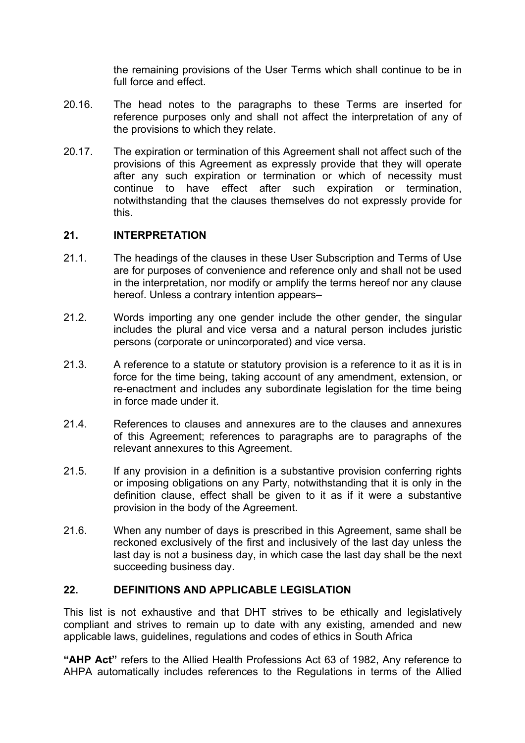the remaining provisions of the User Terms which shall continue to be in full force and effect.

20.16. The head notes to the paragraphs to these Terms are inserted for reference purposes only and shall not affect the interpretation of any of the provisions to which they relate.

20.17. The expiration or termination of this Agreement shall not affect such of the provisions of this Agreement as expressly provide that they will operate after any such expiration or termination or which of necessity must continue to have effect after such expiration or termination, notwithstanding that the clauses themselves do not expressly provide for this.

## 21. INTERPRETATION

21.1. The headings of the clauses in these User Subscription and Terms of Use are for purposes of convenience and reference only and shall not be used in the interpretation, nor modify or amplify the terms hereof nor any clause hereof. Unless a contrary intention appears–

21.2. Words importing any one gender include the other gender, the singular includes the plural and vice versa and a natural person includes juristic persons (corporate or unincorporated) and vice versa.

21.3. A reference to a statute or statutory provision is a reference to it as it is in force for the time being, taking account of any amendment, extension, or re-enactment and includes any subordinate legislation for the time being in force made under it.

21.4. References to clauses and annexures are to the clauses and annexures of this Agreement; references to paragraphs are to paragraphs of the relevant annexures to this Agreement.

21.5. If any provision in a definition is a substantive provision conferring rights or imposing obligations on any Party, notwithstanding that it is only in the definition clause, effect shall be given to it as if it were a substantive provision in the body of the Agreement.

21.6. When any number of days is prescribed in this Agreement, same shall be reckoned exclusively of the first and inclusively of the last day unless the last day is not a business day, in which case the last day shall be the next succeeding business day.

## 22. DEFINITIONS AND APPLICABLE LEGISLATION

This list is not exhaustive and that DHT strives to be ethically and legislatively compliant and strives to remain up to date with any existing, amended and new applicable laws, guidelines, regulations and codes of ethics in South Africa

**"AHP Act"** refers to the Allied Health Professions Act 63 of 1982, Any reference to AHPA automatically includes references to the Regulations in terms of the Allied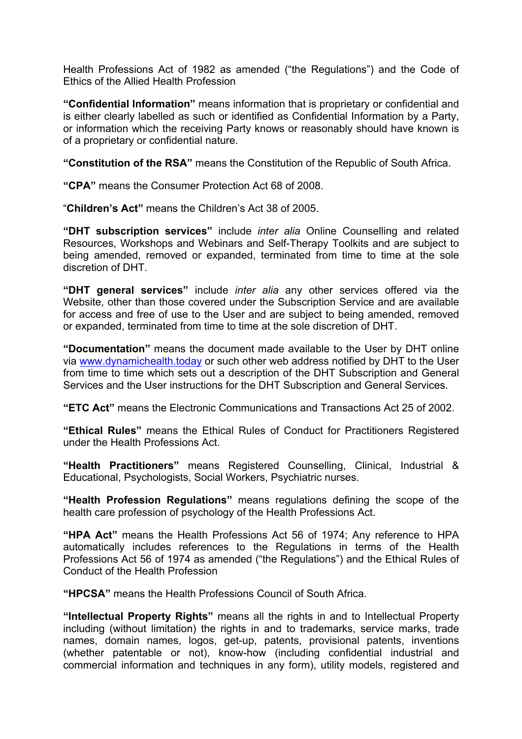Health Professions Act of 1982 as amended ("the Regulations") and the Code of Ethics of the Allied Health Profession

**"Confidential Information"** means information that is proprietary or confidential and is either clearly labelled as such or identified as Confidential Information by a Party, or information which the receiving Party knows or reasonably should have known is of a proprietary or confidential nature.

**"Constitution of the RSA"** means the Constitution of the Republic of South Africa.

**"CPA"** means the Consumer Protection Act 68 of 2008.

"**Children's Act"** means the Children's Act 38 of 2005.

**"DHT subscription services"** include *inter alia* Online Counselling and related Resources, Workshops and Webinars and Self-Therapy Toolkits and are subject to being amended, removed or expanded, terminated from time to time at the sole discretion of DHT.

**"DHT general services"** include *inter alia* any other services offered via the Website, other than those covered under the Subscription Service and are available for access and free of use to the User and are subject to being amended, removed or expanded, terminated from time to time at the sole discretion of DHT.

**"Documentation"** means the document made available to the User by DHT online via [www.dynamichealth.today](http://www.dynamichealth.today) or such other web address notified by DHT to the User from time to time which sets out a description of the DHT Subscription and General Services and the User instructions for the DHT Subscription and General Services.

**"ETC Act"** means the Electronic Communications and Transactions Act 25 of 2002.

**"Ethical Rules"** means the Ethical Rules of Conduct for Practitioners Registered under the Health Professions Act.

**"Health Practitioners"** means Registered Counselling, Clinical, Industrial & Educational, Psychologists, Social Workers, Psychiatric nurses.

**"Health Profession Regulations"** means regulations defining the scope of the health care profession of psychology of the Health Professions Act.

**"HPA Act"** means the Health Professions Act 56 of 1974; Any reference to HPA automatically includes references to the Regulations in terms of the Health Professions Act 56 of 1974 as amended ("the Regulations") and the Ethical Rules of Conduct of the Health Profession

**"HPCSA"** means the Health Professions Council of South Africa.

**"Intellectual Property Rights"** means all the rights in and to Intellectual Property including (without limitation) the rights in and to trademarks, service marks, trade names, domain names, logos, get-up, patents, provisional patents, inventions (whether patentable or not), know-how (including confidential industrial and commercial information and techniques in any form), utility models, registered and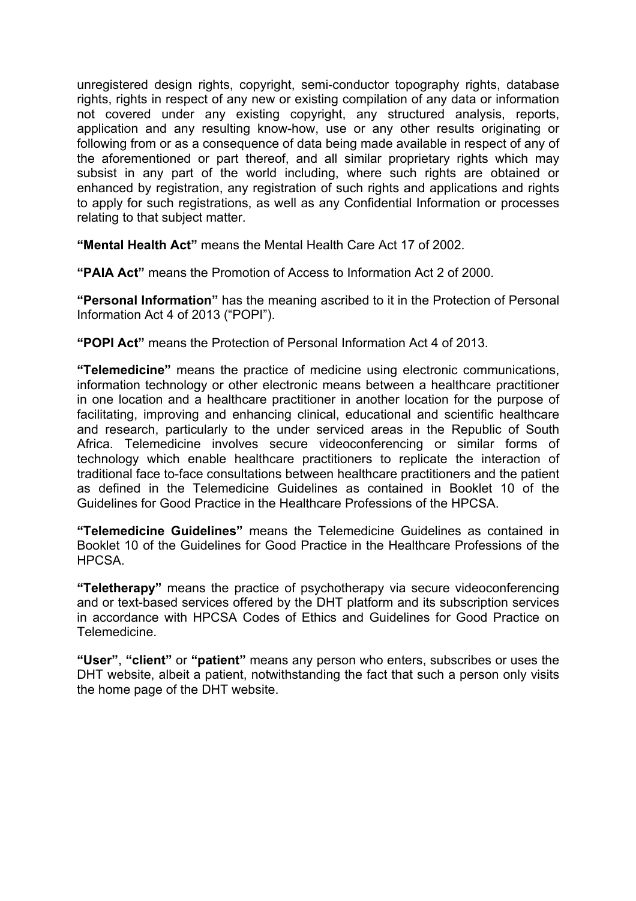unregistered design rights, copyright, semi-conductor topography rights, database rights, rights in respect of any new or existing compilation of any data or information not covered under any existing copyright, any structured analysis, reports, application and any resulting know-how, use or any other results originating or following from or as a consequence of data being made available in respect of any of the aforementioned or part thereof, and all similar proprietary rights which may subsist in any part of the world including, where such rights are obtained or enhanced by registration, any registration of such rights and applications and rights to apply for such registrations, as well as any Confidential Information or processes relating to that subject matter.

**"Mental Health Act"** means the Mental Health Care Act 17 of 2002.

**"PAIA Act"** means the Promotion of Access to Information Act 2 of 2000.

**"Personal Information"** has the meaning ascribed to it in the Protection of Personal Information Act 4 of 2013 ("POPI").

**"POPI Act"** means the Protection of Personal Information Act 4 of 2013.

**"Telemedicine"** means the practice of medicine using electronic communications, information technology or other electronic means between a healthcare practitioner in one location and a healthcare practitioner in another location for the purpose of facilitating, improving and enhancing clinical, educational and scientific healthcare and research, particularly to the under serviced areas in the Republic of South Africa. Telemedicine involves secure videoconferencing or similar forms of technology which enable healthcare practitioners to replicate the interaction of traditional face to-face consultations between healthcare practitioners and the patient as defined in the Telemedicine Guidelines as contained in Booklet 10 of the Guidelines for Good Practice in the Healthcare Professions of the HPCSA.

**"Telemedicine Guidelines"** means the Telemedicine Guidelines as contained in Booklet 10 of the Guidelines for Good Practice in the Healthcare Professions of the HPCSA.

**"Teletherapy"** means the practice of psychotherapy via secure videoconferencing and or text-based services offered by the DHT platform and its subscription services in accordance with HPCSA Codes of Ethics and Guidelines for Good Practice on Telemedicine.

**"User"**, **"client"** or **"patient"** means any person who enters, subscribes or uses the DHT website, albeit a patient, notwithstanding the fact that such a person only visits the home page of the DHT website.